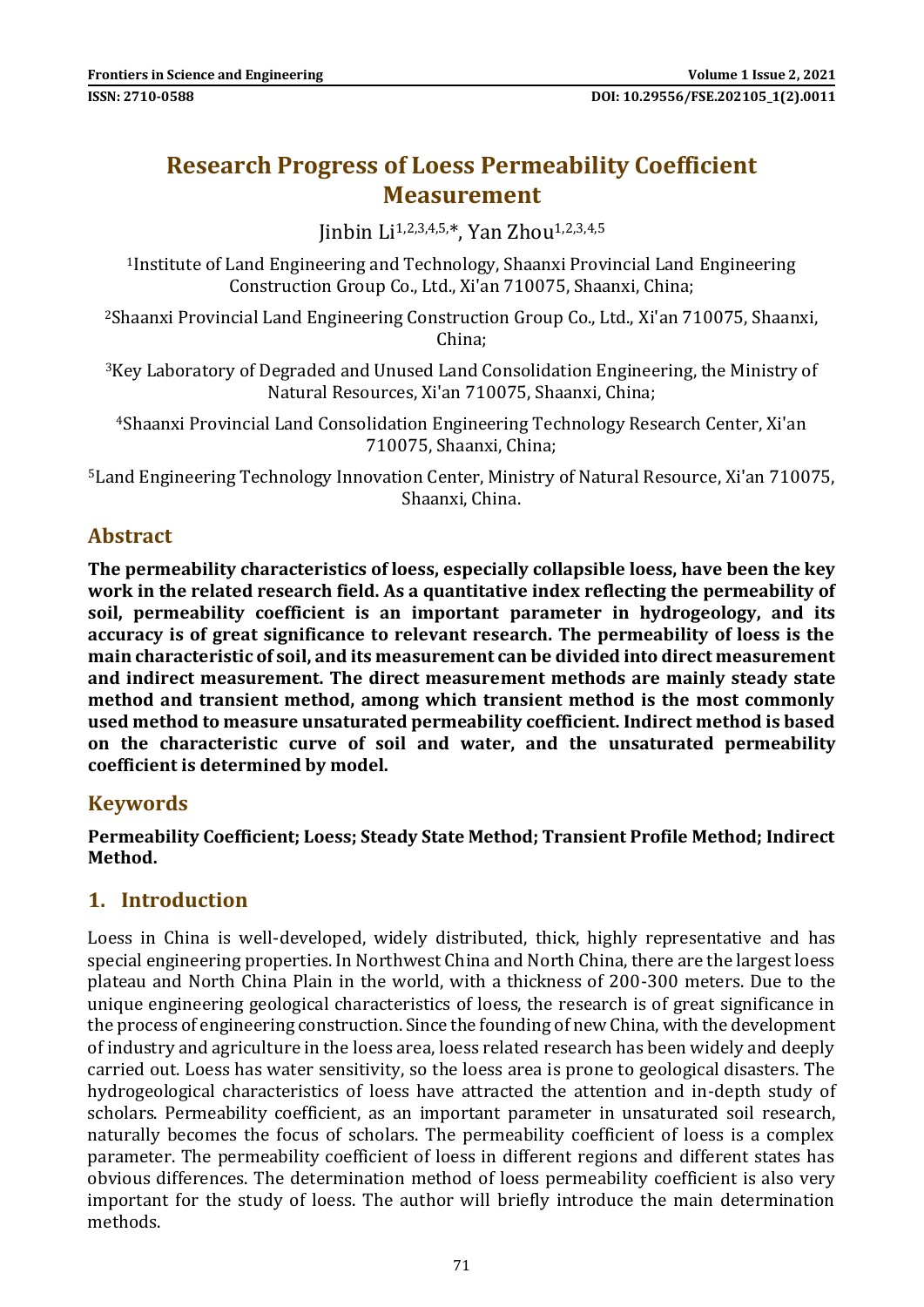# Research Progress of Loess Permeability Coefficient Measurement

Jinbin Li[1,2,3,4,5,*], Yan Zhou[1,2,3,4,5]

[1]Institute of Land Engineering and Technology, Shaanxi Provincial Land Engineering Construction Group Co., Ltd., Xi'an 710075, Shaanxi, China;

[2]Shaanxi Provincial Land Engineering Construction Group Co., Ltd., Xi'an 710075, Shaanxi, China;

[3]Key Laboratory of Degraded and Unused Land Consolidation Engineering, the Ministry of Natural Resources, Xi'an 710075, Shaanxi, China;

[4]Shaanxi Provincial Land Consolidation Engineering Technology Research Center, Xi'an 710075, Shaanxi, China;

[5]Land Engineering Technology Innovation Center, Ministry of Natural Resource, Xi'an 710075, Shaanxi, China.

## Abstract

**The permeability characteristics of loess, especially collapsible loess, have been the key work in the related research field. As a quantitative index reflecting the permeability of soil, permeability coefficient is an important parameter in hydrogeology, and its accuracy is of great significance to relevant research. The permeability of loess is the main characteristic of soil, and its measurement can be divided into direct measurement and indirect measurement. The direct measurement methods are mainly steady state method and transient method, among which transient method is the most commonly used method to measure unsaturated permeability coefficient. Indirect method is based on the characteristic curve of soil and water, and the unsaturated permeability coefficient is determined by model.**

## Keywords

**Permeability Coefficient; Loess; Steady State Method; Transient Profile Method; Indirect Method.**

## 1. Introduction

Loess in China is well-developed, widely distributed, thick, highly representative and has special engineering properties. In Northwest China and North China, there are the largest loess plateau and North China Plain in the world, with a thickness of 200-300 meters. Due to the unique engineering geological characteristics of loess, the research is of great significance in the process of engineering construction. Since the founding of new China, with the development of industry and agriculture in the loess area, loess related research has been widely and deeply carried out. Loess has water sensitivity, so the loess area is prone to geological disasters. The hydrogeological characteristics of loess have attracted the attention and in-depth study of scholars. Permeability coefficient, as an important parameter in unsaturated soil research, naturally becomes the focus of scholars. The permeability coefficient of loess is a complex parameter. The permeability coefficient of loess in different regions and different states has obvious differences. The determination method of loess permeability coefficient is also very important for the study of loess. The author will briefly introduce the main determination methods.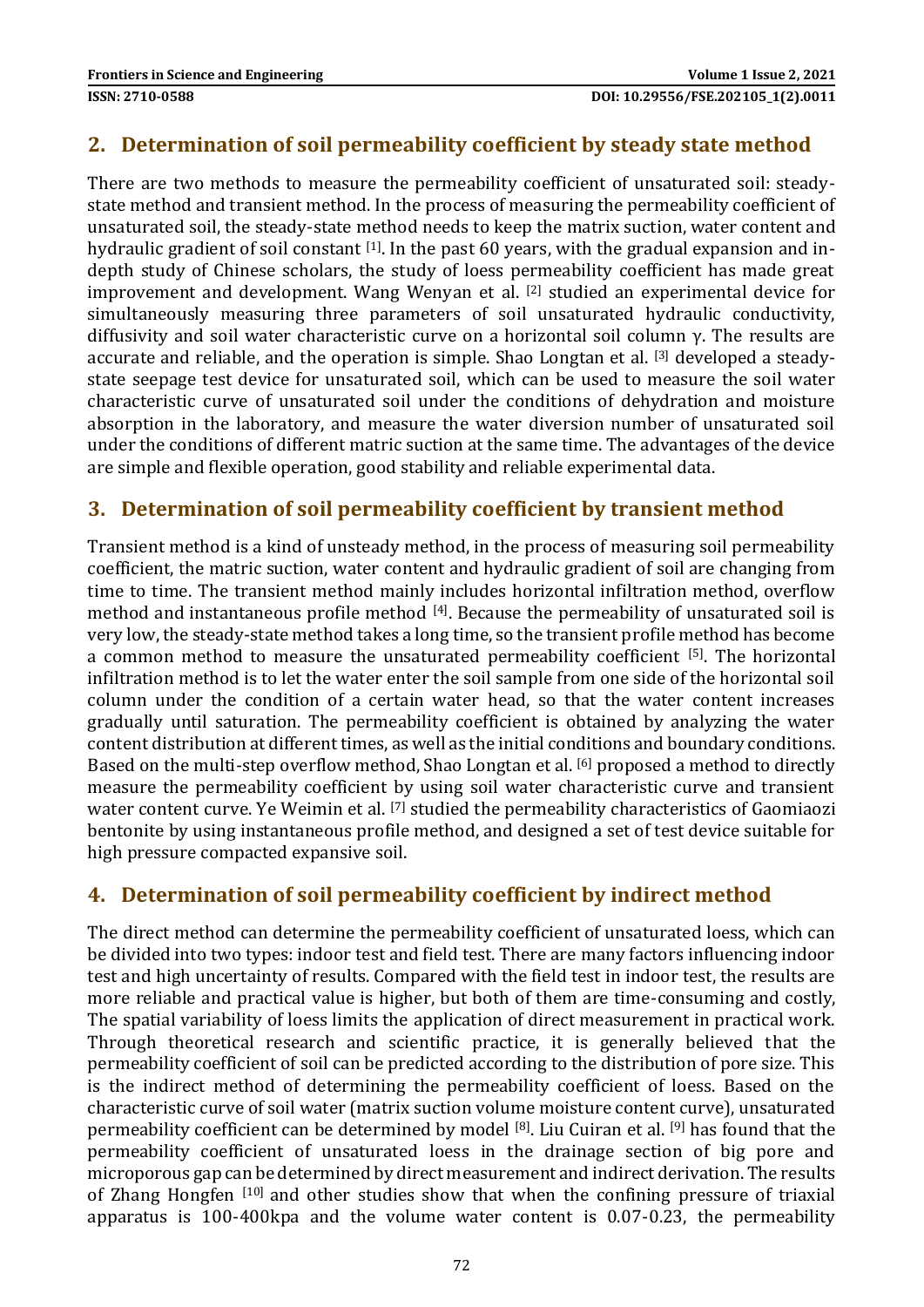## 2. Determination of soil permeability coefficient by steady state method

There are two methods to measure the permeability coefficient of unsaturated soil: steady-state method and transient method. In the process of measuring the permeability coefficient of unsaturated soil, the steady-state method needs to keep the matrix suction, water content and hydraulic gradient of soil constant [1]. In the past 60 years, with the gradual expansion and in-depth study of Chinese scholars, the study of loess permeability coefficient has made great improvement and development. Wang Wenyan et al. [2] studied an experimental device for simultaneously measuring three parameters of soil unsaturated hydraulic conductivity, diffusivity and soil water characteristic curve on a horizontal soil column γ. The results are accurate and reliable, and the operation is simple. Shao Longtan et al. [3] developed a steady-state seepage test device for unsaturated soil, which can be used to measure the soil water characteristic curve of unsaturated soil under the conditions of dehydration and moisture absorption in the laboratory, and measure the water diversion number of unsaturated soil under the conditions of different matric suction at the same time. The advantages of the device are simple and flexible operation, good stability and reliable experimental data.

## 3. Determination of soil permeability coefficient by transient method

Transient method is a kind of unsteady method, in the process of measuring soil permeability coefficient, the matric suction, water content and hydraulic gradient of soil are changing from time to time. The transient method mainly includes horizontal infiltration method, overflow method and instantaneous profile method [4]. Because the permeability of unsaturated soil is very low, the steady-state method takes a long time, so the transient profile method has become a common method to measure the unsaturated permeability coefficient [5]. The horizontal infiltration method is to let the water enter the soil sample from one side of the horizontal soil column under the condition of a certain water head, so that the water content increases gradually until saturation. The permeability coefficient is obtained by analyzing the water content distribution at different times, as well as the initial conditions and boundary conditions. Based on the multi-step overflow method, Shao Longtan et al. [6] proposed a method to directly measure the permeability coefficient by using soil water characteristic curve and transient water content curve. Ye Weimin et al. [7] studied the permeability characteristics of Gaomiaozi bentonite by using instantaneous profile method, and designed a set of test device suitable for high pressure compacted expansive soil.

## 4. Determination of soil permeability coefficient by indirect method

The direct method can determine the permeability coefficient of unsaturated loess, which can be divided into two types: indoor test and field test. There are many factors influencing indoor test and high uncertainty of results. Compared with the field test in indoor test, the results are more reliable and practical value is higher, but both of them are time-consuming and costly, The spatial variability of loess limits the application of direct measurement in practical work. Through theoretical research and scientific practice, it is generally believed that the permeability coefficient of soil can be predicted according to the distribution of pore size. This is the indirect method of determining the permeability coefficient of loess. Based on the characteristic curve of soil water (matrix suction volume moisture content curve), unsaturated permeability coefficient can be determined by model [8]. Liu Cuiran et al. [9] has found that the permeability coefficient of unsaturated loess in the drainage section of big pore and microporous gap can be determined by direct measurement and indirect derivation. The results of Zhang Hongfen [10] and other studies show that when the confining pressure of triaxial apparatus is 100-400kpa and the volume water content is 0.07-0.23, the permeability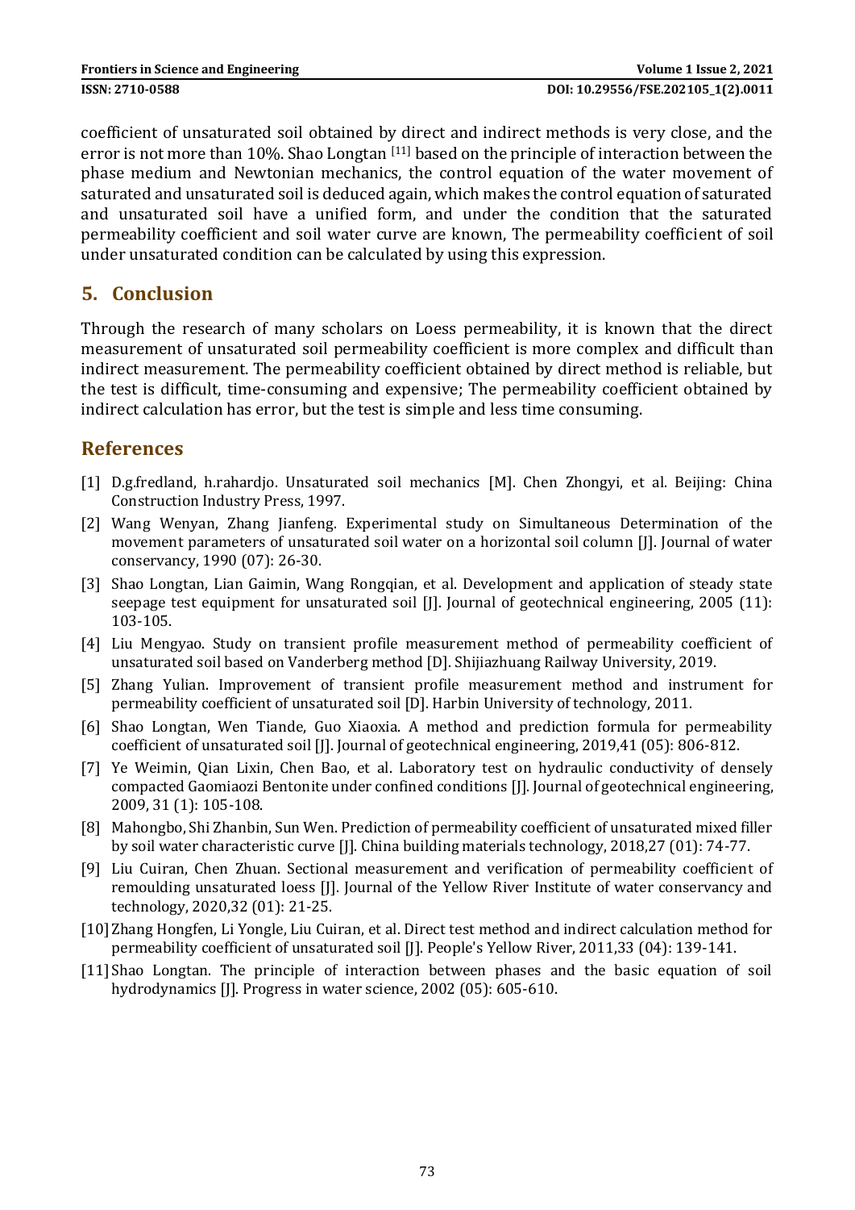coefficient of unsaturated soil obtained by direct and indirect methods is very close, and the error is not more than 10%. Shao Longtan [11] based on the principle of interaction between the phase medium and Newtonian mechanics, the control equation of the water movement of saturated and unsaturated soil is deduced again, which makes the control equation of saturated and unsaturated soil have a unified form, and under the condition that the saturated permeability coefficient and soil water curve are known, The permeability coefficient of soil under unsaturated condition can be calculated by using this expression.

## 5. Conclusion

Through the research of many scholars on Loess permeability, it is known that the direct measurement of unsaturated soil permeability coefficient is more complex and difficult than indirect measurement. The permeability coefficient obtained by direct method is reliable, but the test is difficult, time-consuming and expensive; The permeability coefficient obtained by indirect calculation has error, but the test is simple and less time consuming.

## References

[1] D.g.fredland, h.rahardjo. Unsaturated soil mechanics [M]. Chen Zhongyi, et al. Beijing: China Construction Industry Press, 1997.

[2] Wang Wenyan, Zhang Jianfeng. Experimental study on Simultaneous Determination of the movement parameters of unsaturated soil water on a horizontal soil column [J]. Journal of water conservancy, 1990 (07): 26-30.

[3] Shao Longtan, Lian Gaimin, Wang Rongqian, et al. Development and application of steady state seepage test equipment for unsaturated soil [J]. Journal of geotechnical engineering, 2005 (11): 103-105.

[4] Liu Mengyao. Study on transient profile measurement method of permeability coefficient of unsaturated soil based on Vanderberg method [D]. Shijiazhuang Railway University, 2019.

[5] Zhang Yulian. Improvement of transient profile measurement method and instrument for permeability coefficient of unsaturated soil [D]. Harbin University of technology, 2011.

[6] Shao Longtan, Wen Tiande, Guo Xiaoxia. A method and prediction formula for permeability coefficient of unsaturated soil [J]. Journal of geotechnical engineering, 2019,41 (05): 806-812.

[7] Ye Weimin, Qian Lixin, Chen Bao, et al. Laboratory test on hydraulic conductivity of densely compacted Gaomiaozi Bentonite under confined conditions [J]. Journal of geotechnical engineering, 2009, 31 (1): 105-108.

[8] Mahongbo, Shi Zhanbin, Sun Wen. Prediction of permeability coefficient of unsaturated mixed filler by soil water characteristic curve [J]. China building materials technology, 2018,27 (01): 74-77.

[9] Liu Cuiran, Chen Zhuan. Sectional measurement and verification of permeability coefficient of remoulding unsaturated loess [J]. Journal of the Yellow River Institute of water conservancy and technology, 2020,32 (01): 21-25.

[10] Zhang Hongfen, Li Yongle, Liu Cuiran, et al. Direct test method and indirect calculation method for permeability coefficient of unsaturated soil [J]. People's Yellow River, 2011,33 (04): 139-141.

[11] Shao Longtan. The principle of interaction between phases and the basic equation of soil hydrodynamics [J]. Progress in water science, 2002 (05): 605-610.